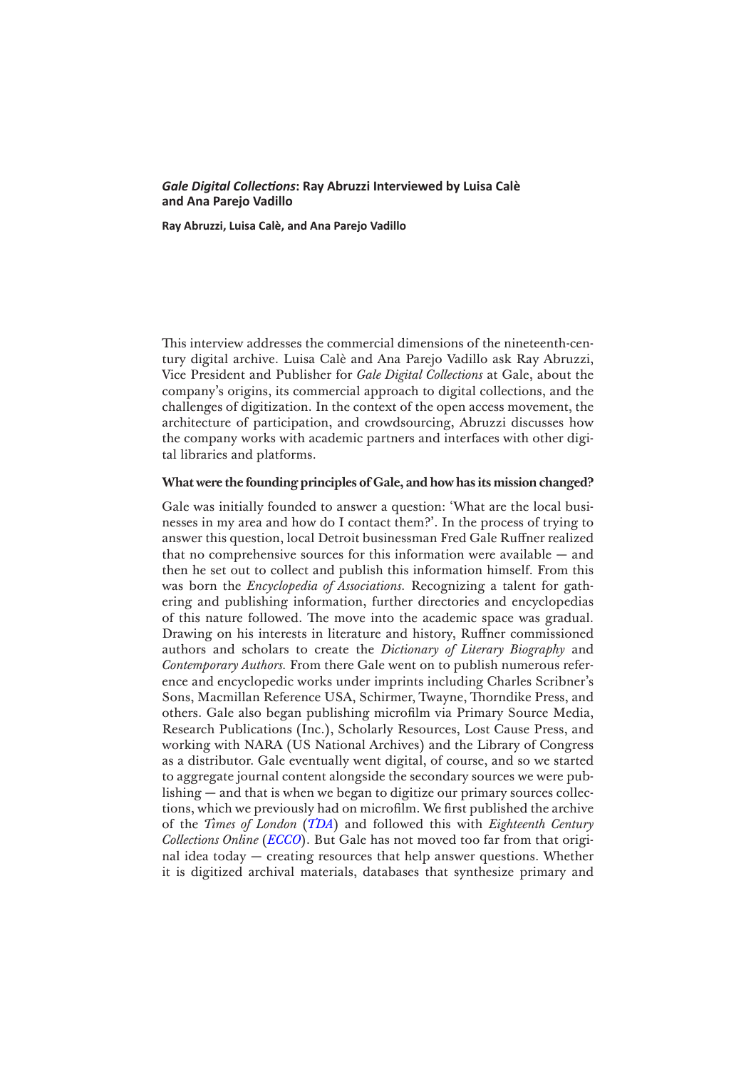# *Gale Digital Collections*: Ray Abruzzi Interviewed by Luisa Calè and Ana Parejo Vadillo

**Ray Abruzzi, Luisa Calè, and Ana Parejo Vadillo**

This interview addresses the commercial dimensions of the nineteenth-century digital archive. Luisa Calè and Ana Parejo Vadillo ask Ray Abruzzi, Vice President and Publisher for *Gale Digital Collections* at Gale, about the company's origins, its commercial approach to digital collections, and the challenges of digitization. In the context of the open access movement, the architecture of participation, and crowdsourcing, Abruzzi discusses how the company works with academic partners and interfaces with other digital libraries and platforms.

**What were the founding principles of Gale, and how has its mission changed?**

Gale was initially founded to answer a question: 'What are the local businesses in my area and how do I contact them?'. In the process of trying to answer this question, local Detroit businessman Fred Gale Ruffner realized that no comprehensive sources for this information were available — and then he set out to collect and publish this information himself. From this was born the *Encyclopedia of Associations*. Recognizing a talent for gathering and publishing information, further directories and encyclopedias of this nature followed. The move into the academic space was gradual. Drawing on his interests in literature and history, Ruffner commissioned authors and scholars to create the *Dictionary of Literary Biography* and *Contemporary Authors*. From there Gale went on to publish numerous reference and encyclopedic works under imprints including Charles Scribner's Sons, Macmillan Reference USA, Schirmer, Twayne, Thorndike Press, and others. Gale also began publishing microfilm via Primary Source Media, Research Publications (Inc.), Scholarly Resources, Lost Cause Press, and working with NARA (US National Archives) and the Library of Congress as a distributor. Gale eventually went digital, of course, and so we started to aggregate journal content alongside the secondary sources we were publishing — and that is when we began to digitize our primary sources collections, which we previously had on microfilm. We first published the archive of the *Times of London* (*TDA*) and followed this with *Eighteenth Century Collections Online* (*ECCO*). But Gale has not moved too far from that original idea today — creating resources that help answer questions. Whether it is digitized archival materials, databases that synthesize primary and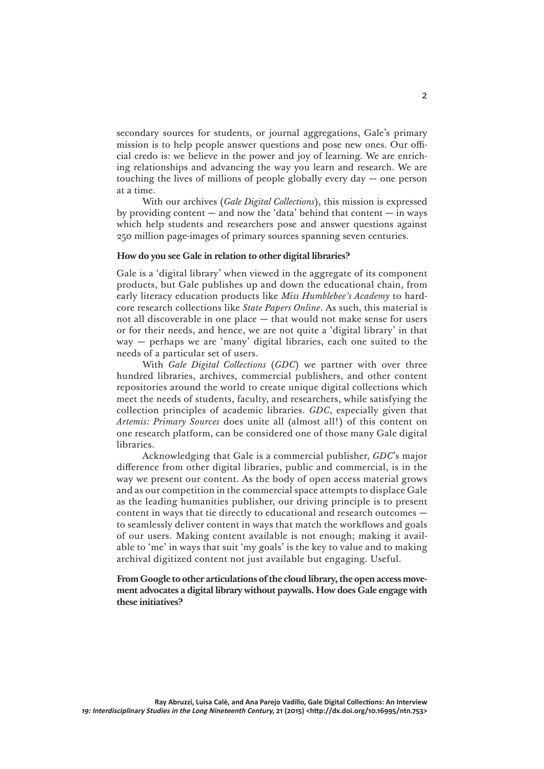secondary sources for students, or journal aggregations, Gale's primary mission is to help people answer questions and pose new ones. Our official credo is: we believe in the power and joy of learning. We are enriching relationships and advancing the way you learn and research. We are touching the lives of millions of people globally every day — one person at a time.

With our archives (*Gale Digital Collections*), this mission is expressed by providing content — and now the 'data' behind that content — in ways which help students and researchers pose and answer questions against 250 million page-images of primary sources spanning seven centuries.

**How do you see Gale in relation to other digital libraries?**

Gale is a 'digital library' when viewed in the aggregate of its component products, but Gale publishes up and down the educational chain, from early literacy education products like *Miss Humblebee's Academy* to hardcore research collections like *State Papers Online*. As such, this material is not all discoverable in one place — that would not make sense for users or for their needs, and hence, we are not quite a 'digital library' in that way — perhaps we are 'many' digital libraries, each one suited to the needs of a particular set of users.

With *Gale Digital Collections* (*GDC*) we partner with over three hundred libraries, archives, commercial publishers, and other content repositories around the world to create unique digital collections which meet the needs of students, faculty, and researchers, while satisfying the collection principles of academic libraries. *GDC*, especially given that *Artemis: Primary Sources* does unite all (almost all!) of this content on one research platform, can be considered one of those many Gale digital libraries.

Acknowledging that Gale is a commercial publisher, *GDC*'s major difference from other digital libraries, public and commercial, is in the way we present our content. As the body of open access material grows and as our competition in the commercial space attempts to displace Gale as the leading humanities publisher, our driving principle is to present content in ways that tie directly to educational and research outcomes — to seamlessly deliver content in ways that match the workflows and goals of our users. Making content available is not enough; making it available to 'me' in ways that suit 'my goals' is the key to value and to making archival digitized content not just available but engaging. Useful.

**From Google to other articulations of the cloud library, the open access movement advocates a digital library without paywalls. How does Gale engage with these initiatives?**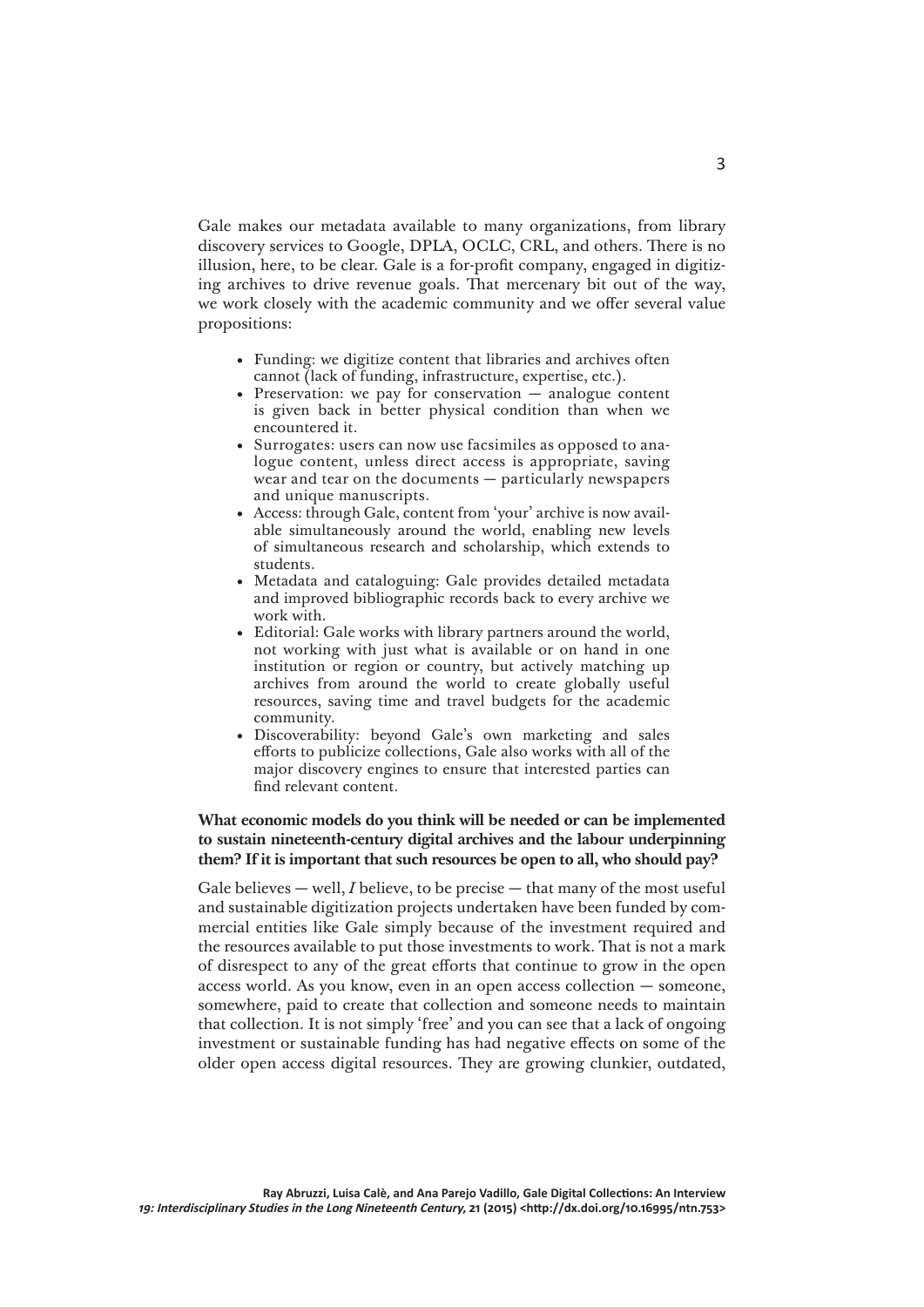Gale makes our metadata available to many organizations, from library discovery services to Google, DPLA, OCLC, CRL, and others. There is no illusion, here, to be clear. Gale is a for-profit company, engaged in digitizing archives to drive revenue goals. That mercenary bit out of the way, we work closely with the academic community and we offer several value propositions:

- Funding: we digitize content that libraries and archives often cannot (lack of funding, infrastructure, expertise, etc.).
- Preservation: we pay for conservation — analogue content is given back in better physical condition than when we encountered it.
- Surrogates: users can now use facsimiles as opposed to analogue content, unless direct access is appropriate, saving wear and tear on the documents — particularly newspapers and unique manuscripts.
- Access: through Gale, content from 'your' archive is now available simultaneously around the world, enabling new levels of simultaneous research and scholarship, which extends to students.
- Metadata and cataloguing: Gale provides detailed metadata and improved bibliographic records back to every archive we work with.
- Editorial: Gale works with library partners around the world, not working with just what is available or on hand in one institution or region or country, but actively matching up archives from around the world to create globally useful resources, saving time and travel budgets for the academic community.
- Discoverability: beyond Gale's own marketing and sales efforts to publicize collections, Gale also works with all of the major discovery engines to ensure that interested parties can find relevant content.

**What economic models do you think will be needed or can be implemented to sustain nineteenth-century digital archives and the labour underpinning them? If it is important that such resources be open to all, who should pay?**

Gale believes — well, *I* believe, to be precise — that many of the most useful and sustainable digitization projects undertaken have been funded by commercial entities like Gale simply because of the investment required and the resources available to put those investments to work. That is not a mark of disrespect to any of the great efforts that continue to grow in the open access world. As you know, even in an open access collection — someone, somewhere, paid to create that collection and someone needs to maintain that collection. It is not simply 'free' and you can see that a lack of ongoing investment or sustainable funding has had negative effects on some of the older open access digital resources. They are growing clunkier, outdated,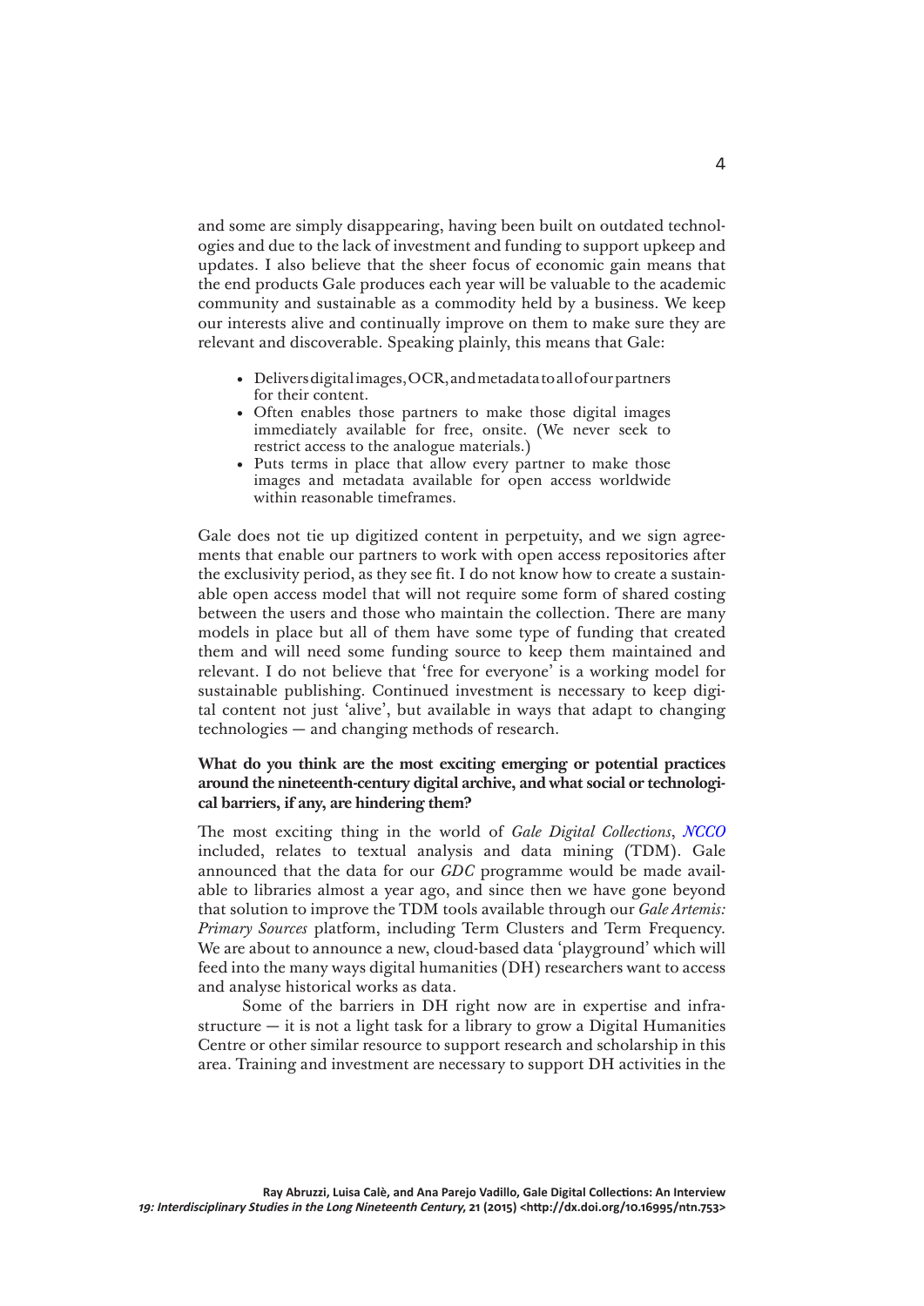and some are simply disappearing, having been built on outdated technologies and due to the lack of investment and funding to support upkeep and updates. I also believe that the sheer focus of economic gain means that the end products Gale produces each year will be valuable to the academic community and sustainable as a commodity held by a business. We keep our interests alive and continually improve on them to make sure they are relevant and discoverable. Speaking plainly, this means that Gale:

- Delivers digital images, OCR, and metadata to all of our partners for their content.
- Often enables those partners to make those digital images immediately available for free, onsite. (We never seek to restrict access to the analogue materials.)
- Puts terms in place that allow every partner to make those images and metadata available for open access worldwide within reasonable timeframes.

Gale does not tie up digitized content in perpetuity, and we sign agreements that enable our partners to work with open access repositories after the exclusivity period, as they see fit. I do not know how to create a sustainable open access model that will not require some form of shared costing between the users and those who maintain the collection. There are many models in place but all of them have some type of funding that created them and will need some funding source to keep them maintained and relevant. I do not believe that 'free for everyone' is a working model for sustainable publishing. Continued investment is necessary to keep digital content not just 'alive', but available in ways that adapt to changing technologies — and changing methods of research.

**What do you think are the most exciting emerging or potential practices around the nineteenth-century digital archive, and what social or technological barriers, if any, are hindering them?**

The most exciting thing in the world of *Gale Digital Collections*, *NCCO* included, relates to textual analysis and data mining (TDM). Gale announced that the data for our *GDC* programme would be made available to libraries almost a year ago, and since then we have gone beyond that solution to improve the TDM tools available through our *Gale Artemis: Primary Sources* platform, including Term Clusters and Term Frequency. We are about to announce a new, cloud-based data 'playground' which will feed into the many ways digital humanities (DH) researchers want to access and analyse historical works as data.

Some of the barriers in DH right now are in expertise and infrastructure — it is not a light task for a library to grow a Digital Humanities Centre or other similar resource to support research and scholarship in this area. Training and investment are necessary to support DH activities in the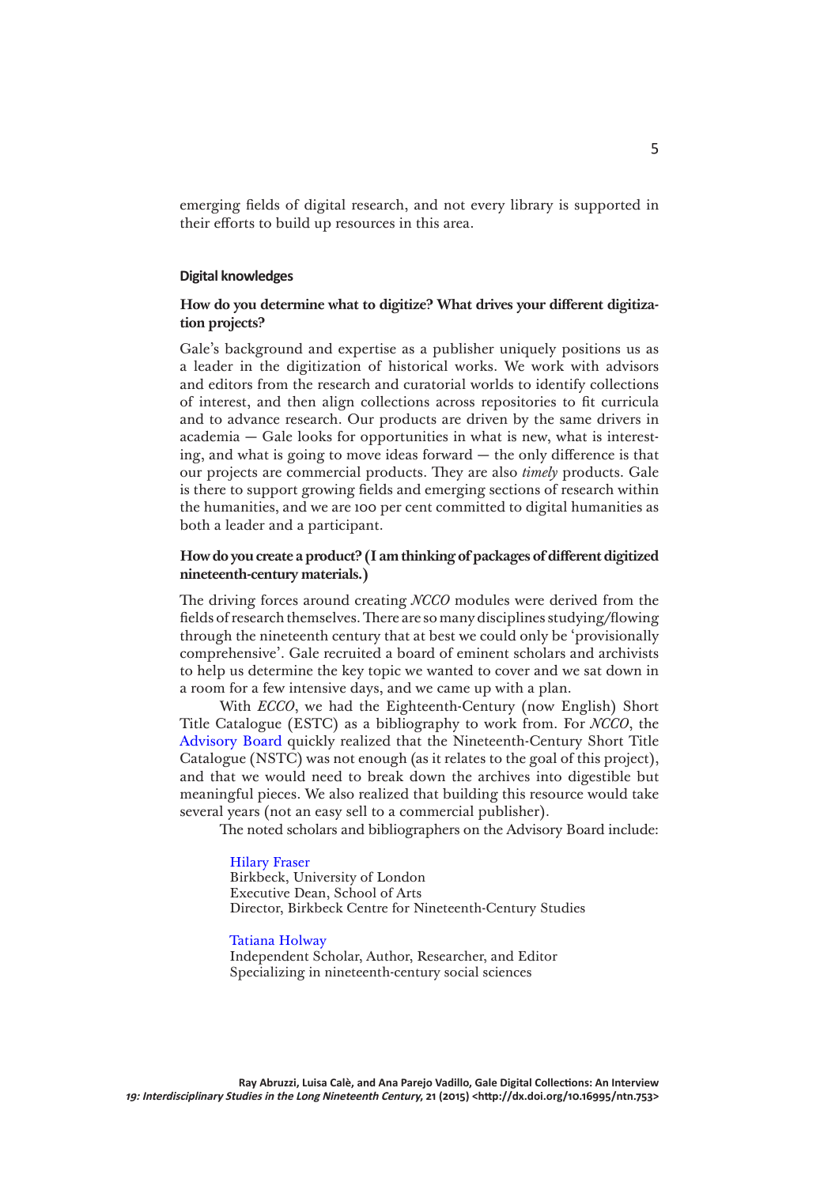emerging fields of digital research, and not every library is supported in their efforts to build up resources in this area.

## Digital knowledges

**How do you determine what to digitize? What drives your different digitization projects?**

Gale's background and expertise as a publisher uniquely positions us as a leader in the digitization of historical works. We work with advisors and editors from the research and curatorial worlds to identify collections of interest, and then align collections across repositories to fit curricula and to advance research. Our products are driven by the same drivers in academia — Gale looks for opportunities in what is new, what is interesting, and what is going to move ideas forward — the only difference is that our projects are commercial products. They are also *timely* products. Gale is there to support growing fields and emerging sections of research within the humanities, and we are 100 per cent committed to digital humanities as both a leader and a participant.

**How do you create a product? (I am thinking of packages of different digitized nineteenth-century materials.)**

The driving forces around creating *NCCO* modules were derived from the fields of research themselves. There are so many disciplines studying/flowing through the nineteenth century that at best we could only be 'provisionally comprehensive'. Gale recruited a board of eminent scholars and archivists to help us determine the key topic we wanted to cover and we sat down in a room for a few intensive days, and we came up with a plan.

With *ECCO*, we had the Eighteenth-Century (now English) Short Title Catalogue (ESTC) as a bibliography to work from. For *NCCO*, the Advisory Board quickly realized that the Nineteenth-Century Short Title Catalogue (NSTC) was not enough (as it relates to the goal of this project), and that we would need to break down the archives into digestible but meaningful pieces. We also realized that building this resource would take several years (not an easy sell to a commercial publisher).

The noted scholars and bibliographers on the Advisory Board include:

> Hilary Fraser
> Birkbeck, University of London
> Executive Dean, School of Arts
> Director, Birkbeck Centre for Nineteenth-Century Studies
>
> Tatiana Holway
> Independent Scholar, Author, Researcher, and Editor
> Specializing in nineteenth-century social sciences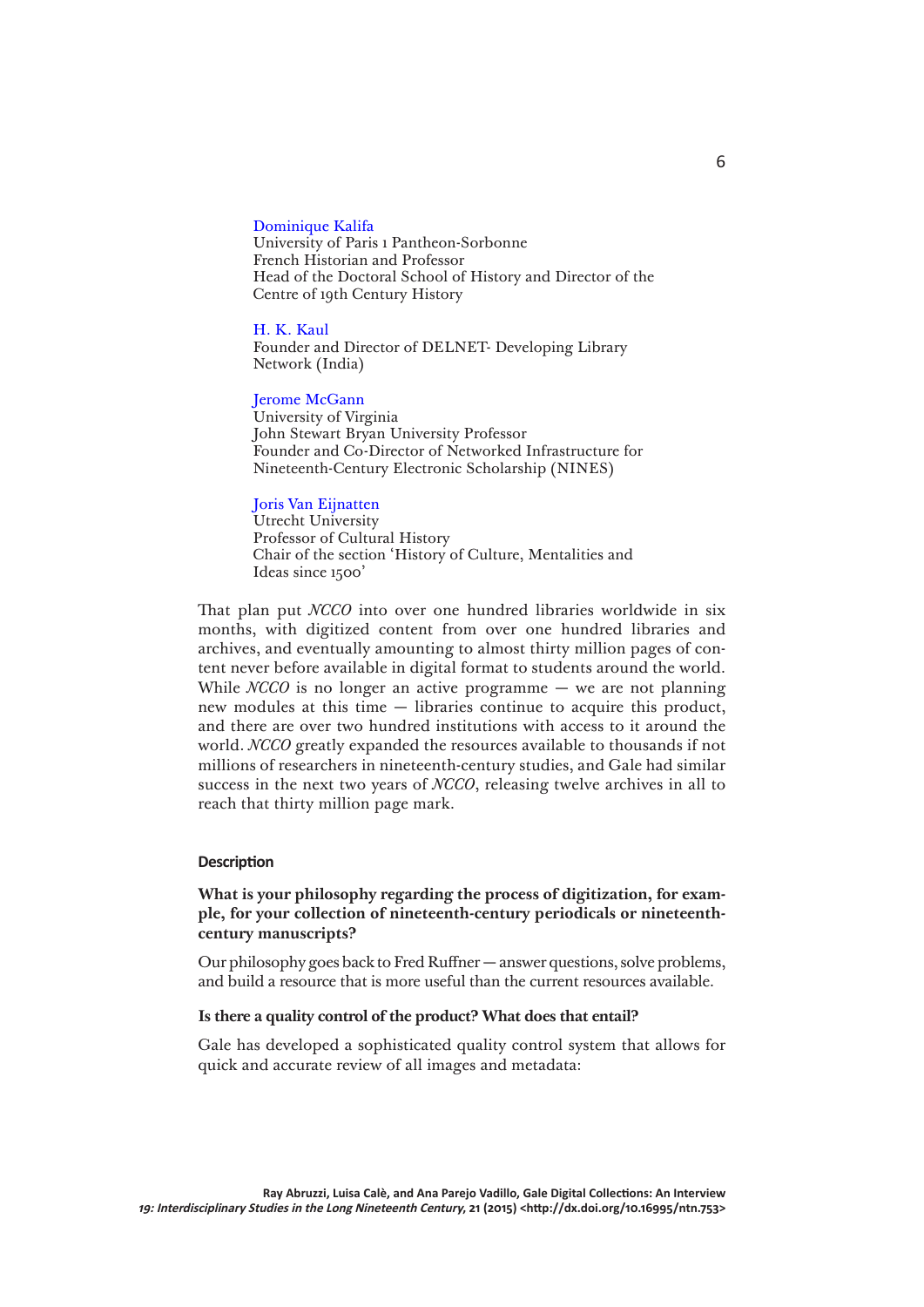Dominique Kalifa  
University of Paris 1 Pantheon-Sorbonne  
French Historian and Professor  
Head of the Doctoral School of History and Director of the Centre of 19th Century History

H. K. Kaul  
Founder and Director of DELNET- Developing Library Network (India)

Jerome McGann  
University of Virginia  
John Stewart Bryan University Professor  
Founder and Co-Director of Networked Infrastructure for Nineteenth-Century Electronic Scholarship (NINES)

Joris Van Eijnatten  
Utrecht University  
Professor of Cultural History  
Chair of the section 'History of Culture, Mentalities and Ideas since 1500'

That plan put *NCCO* into over one hundred libraries worldwide in six months, with digitized content from over one hundred libraries and archives, and eventually amounting to almost thirty million pages of content never before available in digital format to students around the world. While *NCCO* is no longer an active programme — we are not planning new modules at this time — libraries continue to acquire this product, and there are over two hundred institutions with access to it around the world. *NCCO* greatly expanded the resources available to thousands if not millions of researchers in nineteenth-century studies, and Gale had similar success in the next two years of *NCCO*, releasing twelve archives in all to reach that thirty million page mark.

#### Description

**What is your philosophy regarding the process of digitization, for example, for your collection of nineteenth-century periodicals or nineteenth-century manuscripts?**

Our philosophy goes back to Fred Ruffner — answer questions, solve problems, and build a resource that is more useful than the current resources available.

**Is there a quality control of the product? What does that entail?**

Gale has developed a sophisticated quality control system that allows for quick and accurate review of all images and metadata: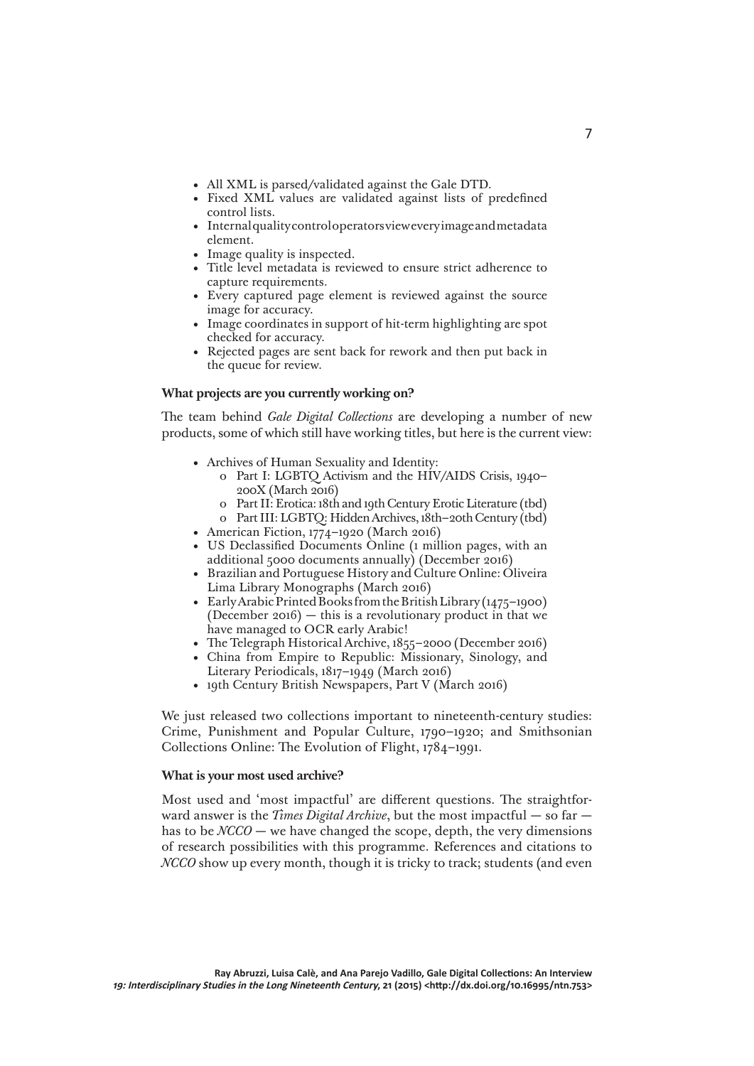- All XML is parsed/validated against the Gale DTD.
- Fixed XML values are validated against lists of predefined control lists.
- Internal quality control operators view every image and metadata element.
- Image quality is inspected.
- Title level metadata is reviewed to ensure strict adherence to capture requirements.
- Every captured page element is reviewed against the source image for accuracy.
- Image coordinates in support of hit-term highlighting are spot checked for accuracy.
- Rejected pages are sent back for rework and then put back in the queue for review.

**What projects are you currently working on?**

The team behind *Gale Digital Collections* are developing a number of new products, some of which still have working titles, but here is the current view:

- Archives of Human Sexuality and Identity:
    - Part I: LGBTQ Activism and the HIV/AIDS Crisis, 1940–200X (March 2016)
    - Part II: Erotica: 18th and 19th Century Erotic Literature (tbd)
    - Part III: LGBTQ: Hidden Archives, 18th–20th Century (tbd)
- American Fiction, 1774–1920 (March 2016)
- US Declassified Documents Online (1 million pages, with an additional 5000 documents annually) (December 2016)
- Brazilian and Portuguese History and Culture Online: Oliveira Lima Library Monographs (March 2016)
- Early Arabic Printed Books from the British Library (1475–1900) (December 2016) — this is a revolutionary product in that we have managed to OCR early Arabic!
- The Telegraph Historical Archive, 1855–2000 (December 2016)
- China from Empire to Republic: Missionary, Sinology, and Literary Periodicals, 1817–1949 (March 2016)
- 19th Century British Newspapers, Part V (March 2016)

We just released two collections important to nineteenth-century studies: Crime, Punishment and Popular Culture, 1790–1920; and Smithsonian Collections Online: The Evolution of Flight, 1784–1991.

**What is your most used archive?**

Most used and 'most impactful' are different questions. The straightforward answer is the *Times Digital Archive*, but the most impactful — so far — has to be *NCCO* — we have changed the scope, depth, the very dimensions of research possibilities with this programme. References and citations to *NCCO* show up every month, though it is tricky to track; students (and even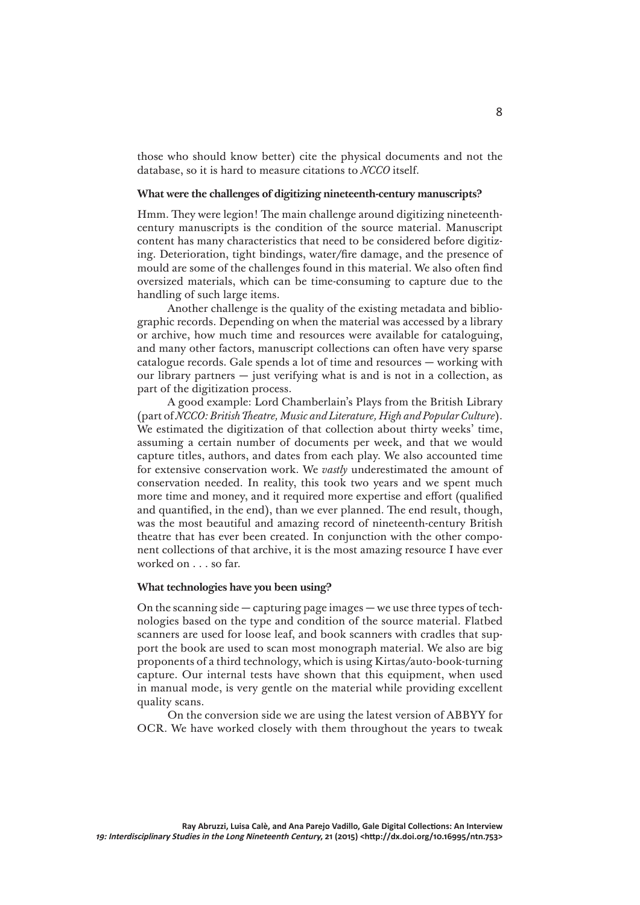those who should know better) cite the physical documents and not the database, so it is hard to measure citations to *NCCO* itself.

**What were the challenges of digitizing nineteenth-century manuscripts?**

Hmm. They were legion! The main challenge around digitizing nineteenth-century manuscripts is the condition of the source material. Manuscript content has many characteristics that need to be considered before digitizing. Deterioration, tight bindings, water/fire damage, and the presence of mould are some of the challenges found in this material. We also often find oversized materials, which can be time-consuming to capture due to the handling of such large items.

Another challenge is the quality of the existing metadata and bibliographic records. Depending on when the material was accessed by a library or archive, how much time and resources were available for cataloguing, and many other factors, manuscript collections can often have very sparse catalogue records. Gale spends a lot of time and resources — working with our library partners — just verifying what is and is not in a collection, as part of the digitization process.

A good example: Lord Chamberlain's Plays from the British Library (part of *NCCO: British Theatre, Music and Literature, High and Popular Culture*). We estimated the digitization of that collection about thirty weeks' time, assuming a certain number of documents per week, and that we would capture titles, authors, and dates from each play. We also accounted time for extensive conservation work. We *vastly* underestimated the amount of conservation needed. In reality, this took two years and we spent much more time and money, and it required more expertise and effort (qualified and quantified, in the end), than we ever planned. The end result, though, was the most beautiful and amazing record of nineteenth-century British theatre that has ever been created. In conjunction with the other component collections of that archive, it is the most amazing resource I have ever worked on . . . so far.

**What technologies have you been using?**

On the scanning side — capturing page images — we use three types of technologies based on the type and condition of the source material. Flatbed scanners are used for loose leaf, and book scanners with cradles that support the book are used to scan most monograph material. We also are big proponents of a third technology, which is using Kirtas/auto-book-turning capture. Our internal tests have shown that this equipment, when used in manual mode, is very gentle on the material while providing excellent quality scans.

On the conversion side we are using the latest version of ABBYY for OCR. We have worked closely with them throughout the years to tweak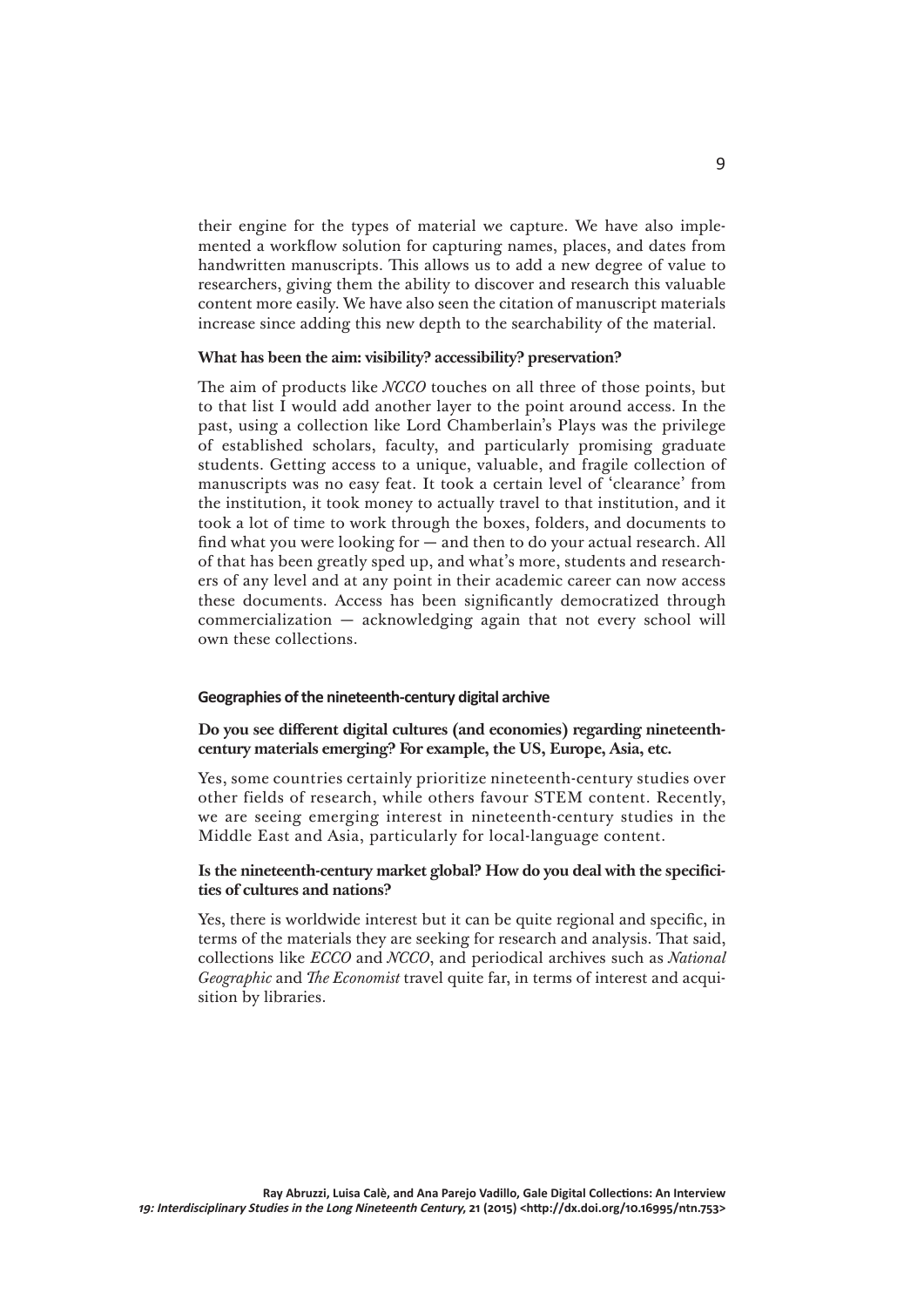their engine for the types of material we capture. We have also implemented a workflow solution for capturing names, places, and dates from handwritten manuscripts. This allows us to add a new degree of value to researchers, giving them the ability to discover and research this valuable content more easily. We have also seen the citation of manuscript materials increase since adding this new depth to the searchability of the material.

**What has been the aim: visibility? accessibility? preservation?**

The aim of products like *NCCO* touches on all three of those points, but to that list I would add another layer to the point around access. In the past, using a collection like Lord Chamberlain's Plays was the privilege of established scholars, faculty, and particularly promising graduate students. Getting access to a unique, valuable, and fragile collection of manuscripts was no easy feat. It took a certain level of 'clearance' from the institution, it took money to actually travel to that institution, and it took a lot of time to work through the boxes, folders, and documents to find what you were looking for — and then to do your actual research. All of that has been greatly sped up, and what's more, students and researchers of any level and at any point in their academic career can now access these documents. Access has been significantly democratized through commercialization — acknowledging again that not every school will own these collections.

## Geographies of the nineteenth-century digital archive

**Do you see different digital cultures (and economies) regarding nineteenth-century materials emerging? For example, the US, Europe, Asia, etc.**

Yes, some countries certainly prioritize nineteenth-century studies over other fields of research, while others favour STEM content. Recently, we are seeing emerging interest in nineteenth-century studies in the Middle East and Asia, particularly for local-language content.

**Is the nineteenth-century market global? How do you deal with the specificities of cultures and nations?**

Yes, there is worldwide interest but it can be quite regional and specific, in terms of the materials they are seeking for research and analysis. That said, collections like *ECCO* and *NCCO*, and periodical archives such as *National Geographic* and *The Economist* travel quite far, in terms of interest and acquisition by libraries.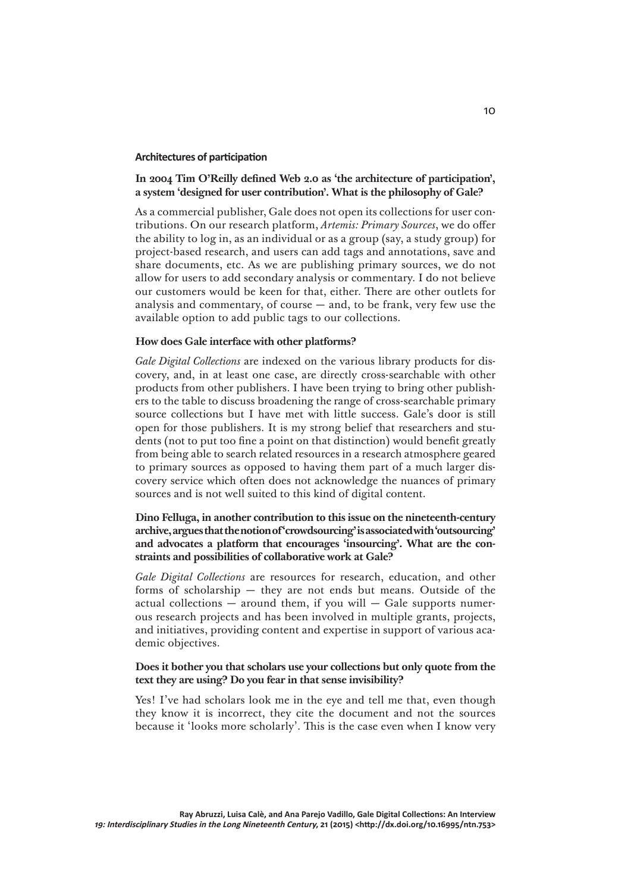### Architectures of participation

**In 2004 Tim O'Reilly defined Web 2.0 as 'the architecture of participation', a system 'designed for user contribution'. What is the philosophy of Gale?**

As a commercial publisher, Gale does not open its collections for user contributions. On our research platform, *Artemis: Primary Sources*, we do offer the ability to log in, as an individual or as a group (say, a study group) for project-based research, and users can add tags and annotations, save and share documents, etc. As we are publishing primary sources, we do not allow for users to add secondary analysis or commentary. I do not believe our customers would be keen for that, either. There are other outlets for analysis and commentary, of course — and, to be frank, very few use the available option to add public tags to our collections.

**How does Gale interface with other platforms?**

*Gale Digital Collections* are indexed on the various library products for discovery, and, in at least one case, are directly cross-searchable with other products from other publishers. I have been trying to bring other publishers to the table to discuss broadening the range of cross-searchable primary source collections but I have met with little success. Gale's door is still open for those publishers. It is my strong belief that researchers and students (not to put too fine a point on that distinction) would benefit greatly from being able to search related resources in a research atmosphere geared to primary sources as opposed to having them part of a much larger discovery service which often does not acknowledge the nuances of primary sources and is not well suited to this kind of digital content.

**Dino Felluga, in another contribution to this issue on the nineteenth-century archive, argues that the notion of 'crowdsourcing' is associated with 'outsourcing' and advocates a platform that encourages 'insourcing'. What are the constraints and possibilities of collaborative work at Gale?**

*Gale Digital Collections* are resources for research, education, and other forms of scholarship — they are not ends but means. Outside of the actual collections — around them, if you will — Gale supports numerous research projects and has been involved in multiple grants, projects, and initiatives, providing content and expertise in support of various academic objectives.

**Does it bother you that scholars use your collections but only quote from the text they are using? Do you fear in that sense invisibility?**

Yes! I've had scholars look me in the eye and tell me that, even though they know it is incorrect, they cite the document and not the sources because it 'looks more scholarly'. This is the case even when I know very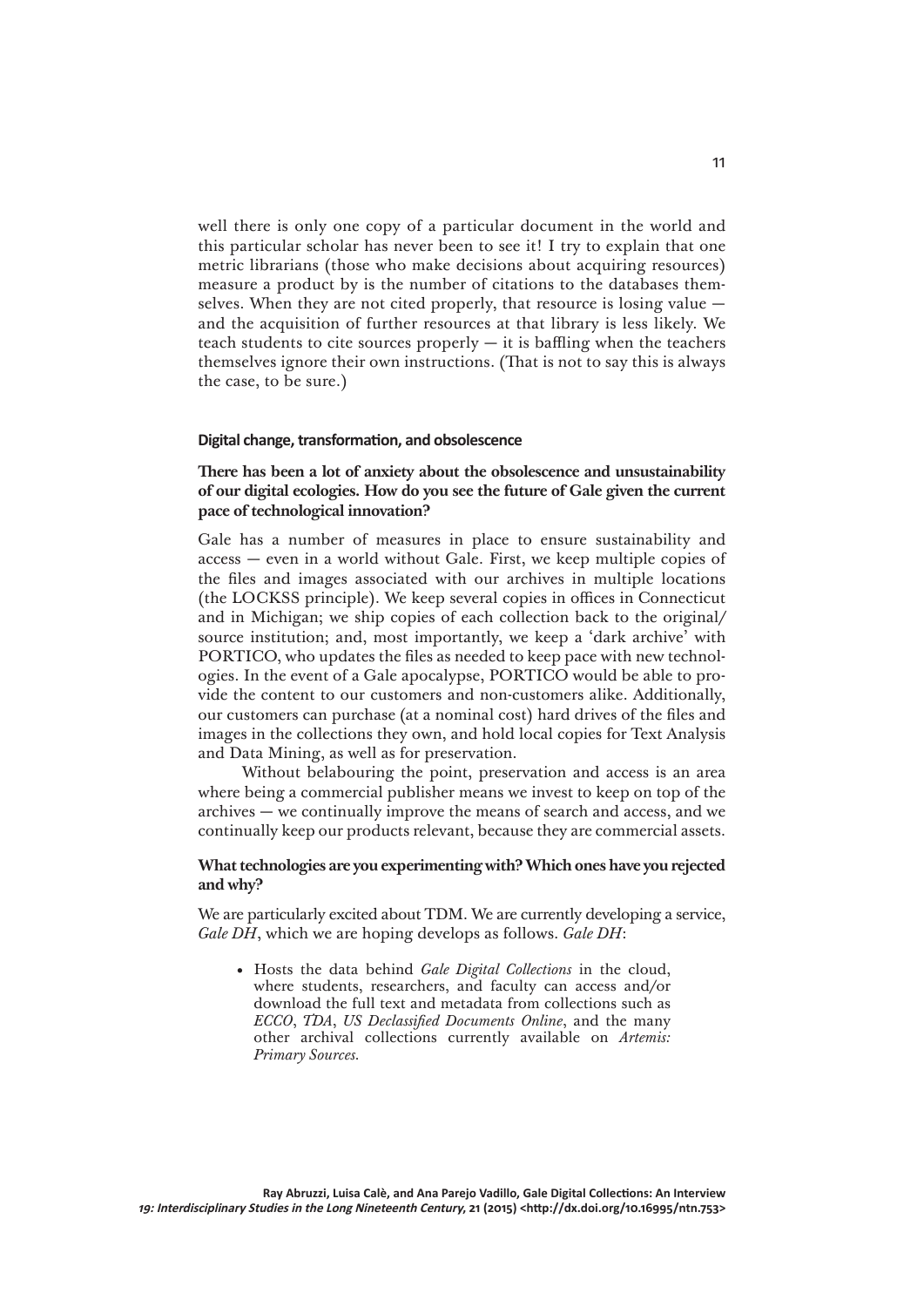well there is only one copy of a particular document in the world and this particular scholar has never been to see it! I try to explain that one metric librarians (those who make decisions about acquiring resources) measure a product by is the number of citations to the databases themselves. When they are not cited properly, that resource is losing value — and the acquisition of further resources at that library is less likely. We teach students to cite sources properly — it is baffling when the teachers themselves ignore their own instructions. (That is not to say this is always the case, to be sure.)

## Digital change, transformation, and obsolescence

**There has been a lot of anxiety about the obsolescence and unsustainability of our digital ecologies. How do you see the future of Gale given the current pace of technological innovation?**

Gale has a number of measures in place to ensure sustainability and access — even in a world without Gale. First, we keep multiple copies of the files and images associated with our archives in multiple locations (the LOCKSS principle). We keep several copies in offices in Connecticut and in Michigan; we ship copies of each collection back to the original/source institution; and, most importantly, we keep a 'dark archive' with PORTICO, who updates the files as needed to keep pace with new technologies. In the event of a Gale apocalypse, PORTICO would be able to provide the content to our customers and non-customers alike. Additionally, our customers can purchase (at a nominal cost) hard drives of the files and images in the collections they own, and hold local copies for Text Analysis and Data Mining, as well as for preservation.

Without belabouring the point, preservation and access is an area where being a commercial publisher means we invest to keep on top of the archives — we continually improve the means of search and access, and we continually keep our products relevant, because they are commercial assets.

**What technologies are you experimenting with? Which ones have you rejected and why?**

We are particularly excited about TDM. We are currently developing a service, *Gale DH*, which we are hoping develops as follows. *Gale DH*:

- Hosts the data behind *Gale Digital Collections* in the cloud, where students, researchers, and faculty can access and/or download the full text and metadata from collections such as *ECCO*, *TDA*, *US Declassified Documents Online*, and the many other archival collections currently available on *Artemis: Primary Sources*.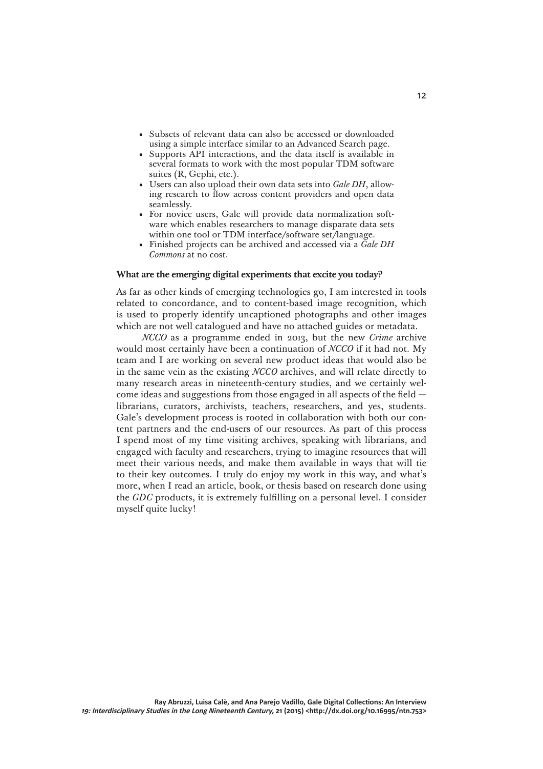- Subsets of relevant data can also be accessed or downloaded using a simple interface similar to an Advanced Search page.
- Supports API interactions, and the data itself is available in several formats to work with the most popular TDM software suites (R, Gephi, etc.).
- Users can also upload their own data sets into *Gale DH*, allowing research to flow across content providers and open data seamlessly.
- For novice users, Gale will provide data normalization software which enables researchers to manage disparate data sets within one tool or TDM interface/software set/language.
- Finished projects can be archived and accessed via a *Gale DH Commons* at no cost.

**What are the emerging digital experiments that excite you today?**

As far as other kinds of emerging technologies go, I am interested in tools related to concordance, and to content-based image recognition, which is used to properly identify uncaptioned photographs and other images which are not well catalogued and have no attached guides or metadata.

*NCCO* as a programme ended in 2013, but the new *Crime* archive would most certainly have been a continuation of *NCCO* if it had not. My team and I are working on several new product ideas that would also be in the same vein as the existing *NCCO* archives, and will relate directly to many research areas in nineteenth-century studies, and we certainly welcome ideas and suggestions from those engaged in all aspects of the field — librarians, curators, archivists, teachers, researchers, and yes, students. Gale's development process is rooted in collaboration with both our content partners and the end-users of our resources. As part of this process I spend most of my time visiting archives, speaking with librarians, and engaged with faculty and researchers, trying to imagine resources that will meet their various needs, and make them available in ways that will tie to their key outcomes. I truly do enjoy my work in this way, and what's more, when I read an article, book, or thesis based on research done using the *GDC* products, it is extremely fulfilling on a personal level. I consider myself quite lucky!